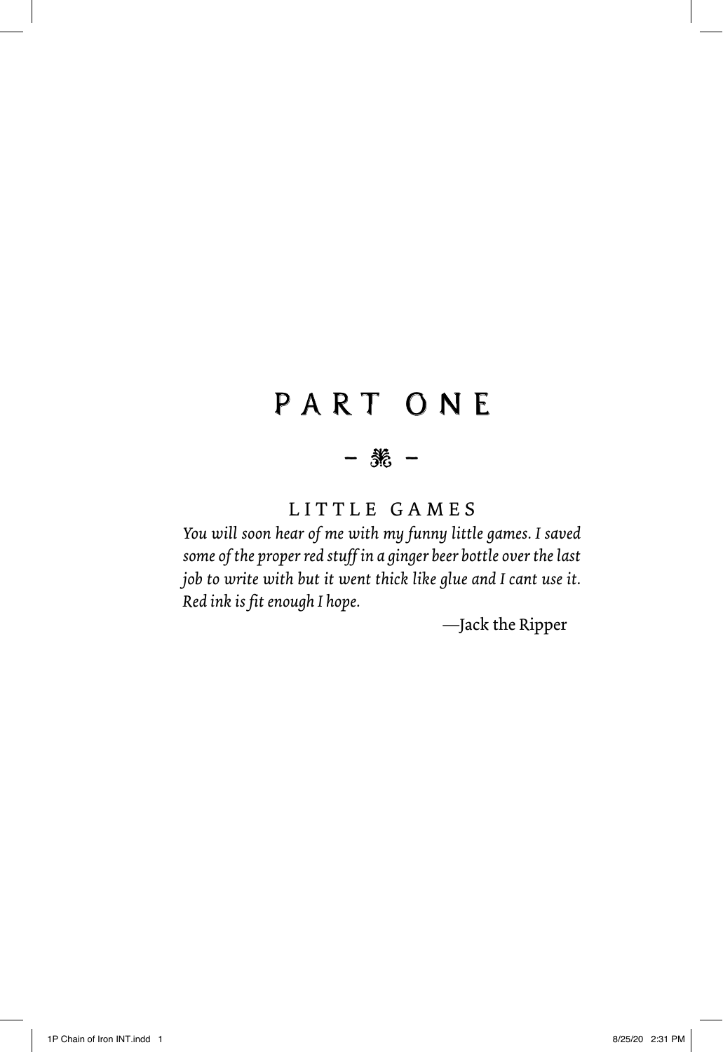# PART ONE

## LITTLE GAMES

*You will soon hear of me with my funny little games. I saved some of the proper red stuff in a ginger beer bottle over the last job to write with but it went thick like glue and I cant use it. Red ink is fit enough I hope.*

—Jack the Ripper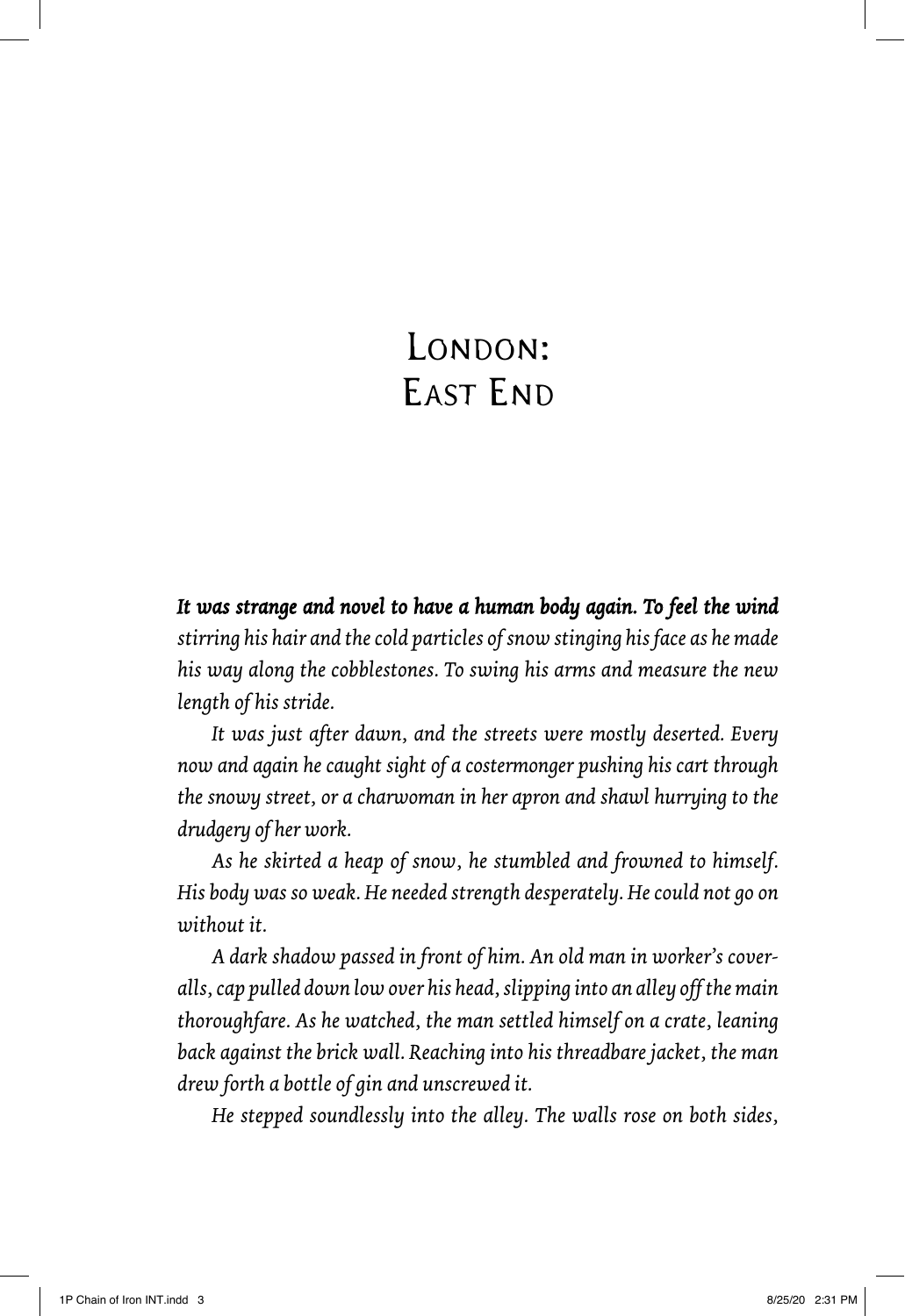# London: East End

***It was strange and novel to have a human body again. To feel the wind*** *stirring his hair and the cold particles of snow stinging his face as he made his way along the cobblestones. To swing his arms and measure the new length of his stride.*

*It was just after dawn, and the streets were mostly deserted. Every now and again he caught sight of a costermonger pushing his cart through the snowy street, or a charwoman in her apron and shawl hurrying to the drudgery of her work.*

*As he skirted a heap of snow, he stumbled and frowned to himself. His body was so weak. He needed strength desperately. He could not go on without it.*

*A dark shadow passed in front of him. An old man in worker's coveralls, cap pulled down low over his head, slipping into an alley off the main thoroughfare. As he watched, the man settled himself on a crate, leaning back against the brick wall. Reaching into his threadbare jacket, the man drew forth a bottle of gin and unscrewed it.*

*He stepped soundlessly into the alley. The walls rose on both sides,*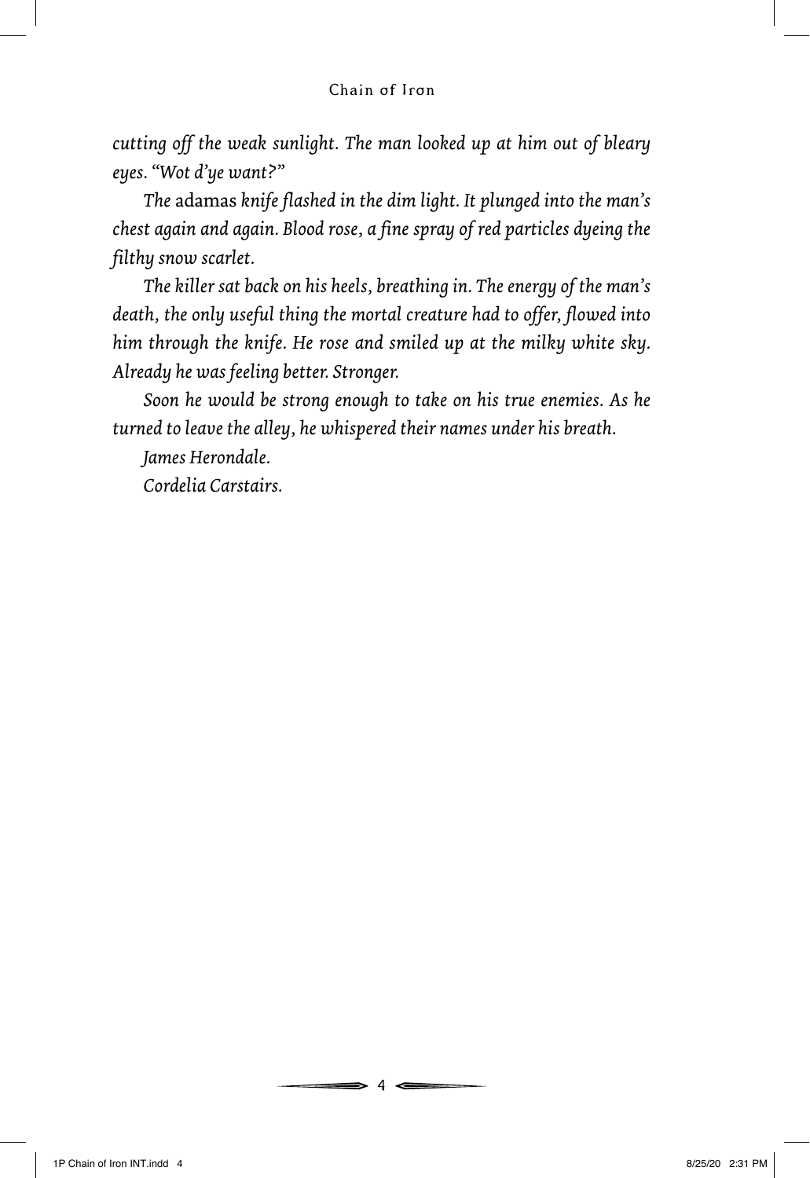*cutting off the weak sunlight. The man looked up at him out of bleary eyes. "Wot d'ye want?"*

*The* adamas *knife flashed in the dim light. It plunged into the man's chest again and again. Blood rose, a fine spray of red particles dyeing the filthy snow scarlet.*

*The killer sat back on his heels, breathing in. The energy of the man's death, the only useful thing the mortal creature had to offer, flowed into him through the knife. He rose and smiled up at the milky white sky. Already he was feeling better. Stronger.*

*Soon he would be strong enough to take on his true enemies. As he turned to leave the alley, he whispered their names under his breath.*

*James Herondale.*

*Cordelia Carstairs.*